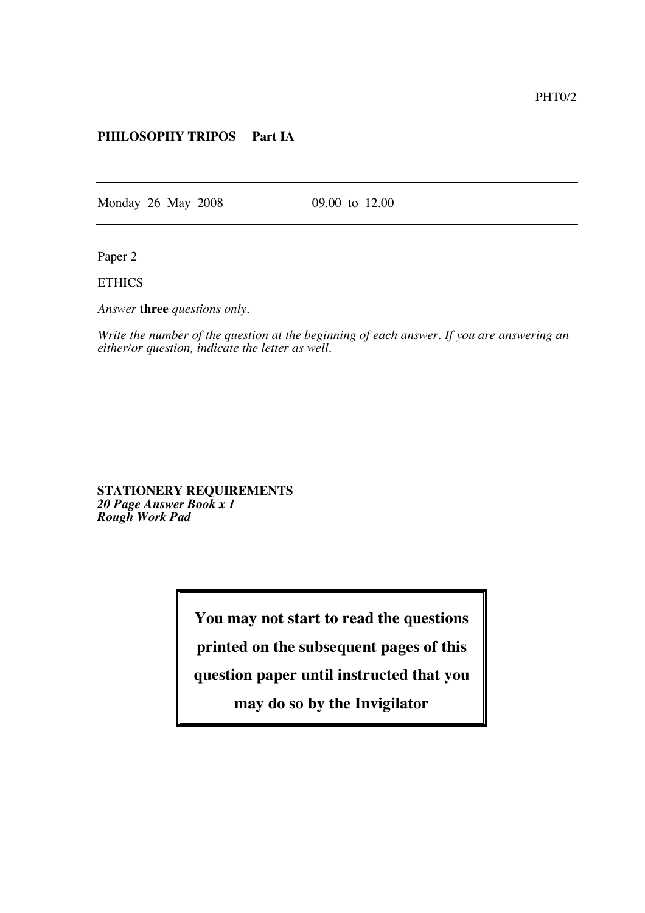PHT0/2

**PHILOSOPHY TRIPOS Part IA**

---

Monday 26 May 2008 09.00 to 12.00

---

Paper 2

ETHICS

*Answer* **three** *questions only.*

*Write the number of the question at the beginning of each answer. If you are answering an either/or question, indicate the letter as well.*

**STATIONERY REQUIREMENTS**
***20 Page Answer Book x 1***
***Rough Work Pad***

**You may not start to read the questions printed on the subsequent pages of this question paper until instructed that you may do so by the Invigilator**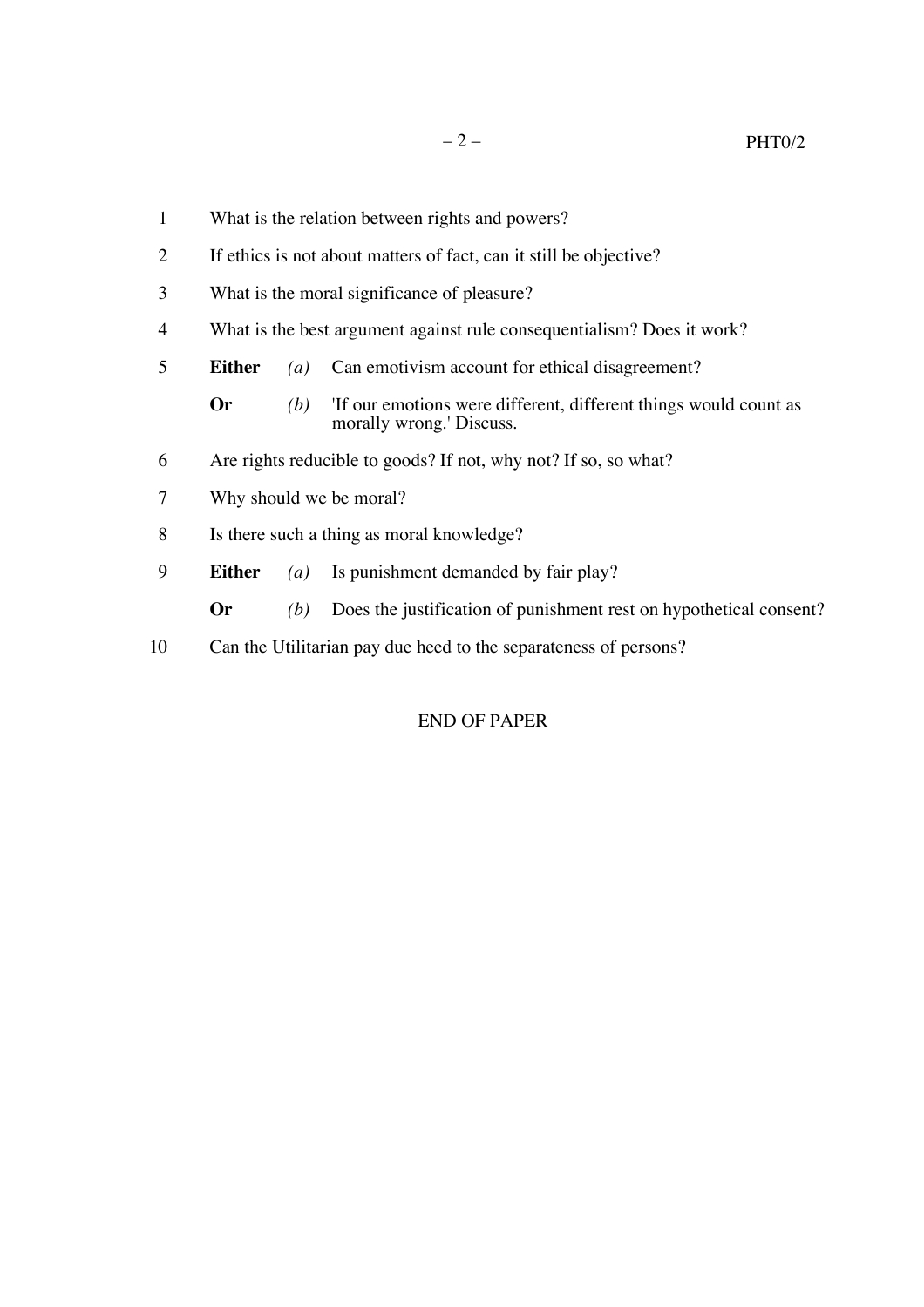1 What is the relation between rights and powers?

2 If ethics is not about matters of fact, can it still be objective?

3 What is the moral significance of pleasure?

4 What is the best argument against rule consequentialism? Does it work?

5 **Either** *(a)* Can emotivism account for ethical disagreement?

**Or** *(b)* 'If our emotions were different, different things would count as morally wrong.' Discuss.

6 Are rights reducible to goods? If not, why not? If so, so what?

7 Why should we be moral?

8 Is there such a thing as moral knowledge?

9 **Either** *(a)* Is punishment demanded by fair play?

**Or** *(b)* Does the justification of punishment rest on hypothetical consent?

10 Can the Utilitarian pay due heed to the separateness of persons?

END OF PAPER